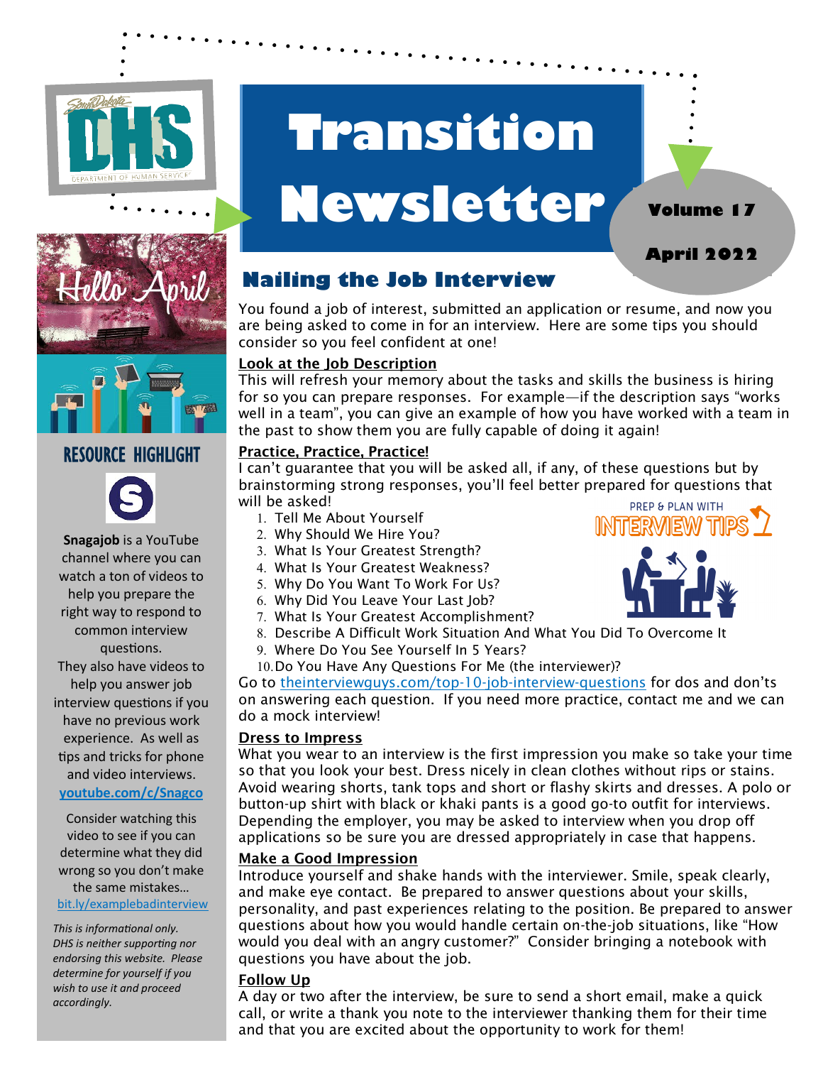# Transition Newsletter

**Volume 17**

**April 2022**

## RESOURCE HIGHLIGHT

**Snagajob** is a YouTube channel where you can watch a ton of videos to help you prepare the right way to respond to common interview questions. They also have videos to help you answer job interview questions if you have no previous work experience. As well as tips and tricks for phone and video interviews.

**youtube.com/c/Snagco**

Consider watching this video to see if you can determine what they did wrong so you don't make the same mistakes… bit.ly/examplebadinterview

*This is informational only. DHS is neither supporting nor endorsing this website. Please determine for yourself if you wish to use it and proceed accordingly.*

## Nailing the Job Interview

You found a job of interest, submitted an application or resume, and now you are being asked to come in for an interview. Here are some tips you should consider so you feel confident at one!

### Look at the Job Description

This will refresh your memory about the tasks and skills the business is hiring for so you can prepare responses. For example—if the description says "works well in a team", you can give an example of how you have worked with a team in the past to show them you are fully capable of doing it again!

### Practice, Practice, Practice!

I can't guarantee that you will be asked all, if any, of these questions but by brainstorming strong responses, you'll feel better prepared for questions that will be asked!

1. Tell Me About Yourself
2. Why Should We Hire You?
3. What Is Your Greatest Strength?
4. What Is Your Greatest Weakness?
5. Why Do You Want To Work For Us?
6. Why Did You Leave Your Last Job?
7. What Is Your Greatest Accomplishment?
8. Describe A Difficult Work Situation And What You Did To Overcome It
9. Where Do You See Yourself In 5 Years?
10. Do You Have Any Questions For Me (the interviewer)?

Go to theinterviewguys.com/top-10-job-interview-questions for dos and don'ts on answering each question. If you need more practice, contact me and we can do a mock interview!

### Dress to Impress

What you wear to an interview is the first impression you make so take your time so that you look your best. Dress nicely in clean clothes without rips or stains. Avoid wearing shorts, tank tops and short or flashy skirts and dresses. A polo or button-up shirt with black or khaki pants is a good go-to outfit for interviews. Depending the employer, you may be asked to interview when you drop off applications so be sure you are dressed appropriately in case that happens.

### Make a Good Impression

Introduce yourself and shake hands with the interviewer. Smile, speak clearly, and make eye contact. Be prepared to answer questions about your skills, personality, and past experiences relating to the position. Be prepared to answer questions about how you would handle certain on-the-job situations, like "How would you deal with an angry customer?" Consider bringing a notebook with questions you have about the job.

### Follow Up

A day or two after the interview, be sure to send a short email, make a quick call, or write a thank you note to the interviewer thanking them for their time and that you are excited about the opportunity to work for them!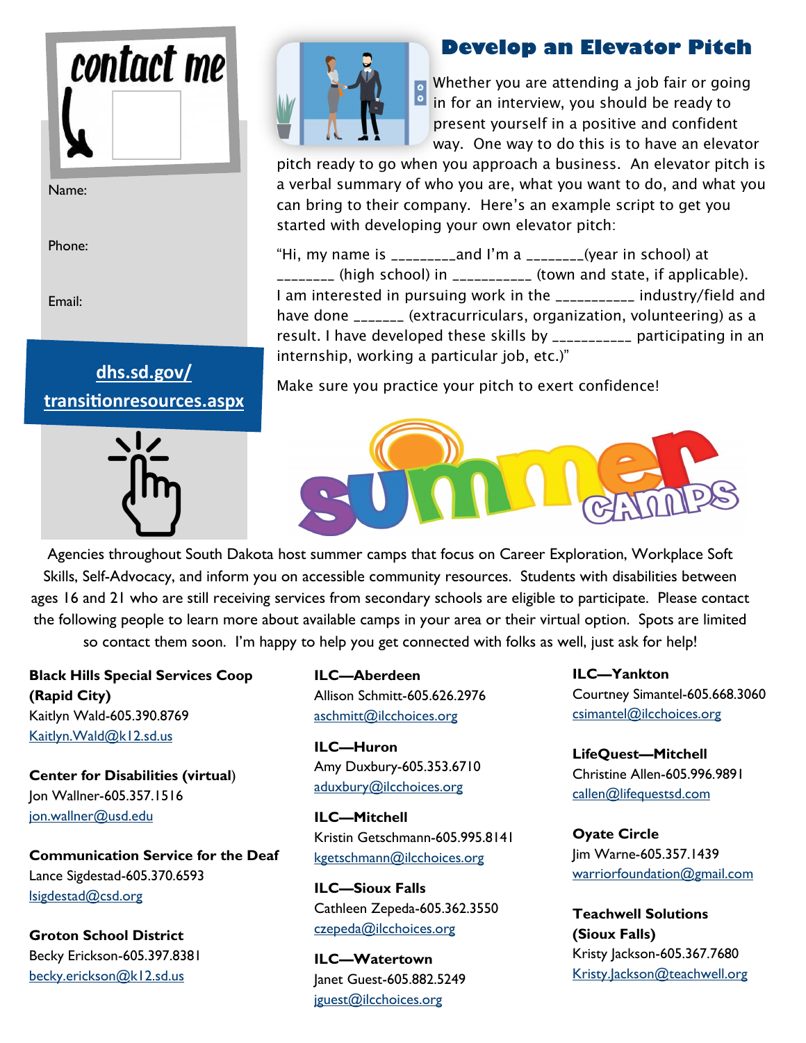contact me

Name:

Phone:

Email:

**dhs.sd.gov/ transitionresources.aspx**

## Develop an Elevator Pitch

Whether you are attending a job fair or going in for an interview, you should be ready to present yourself in a positive and confident way. One way to do this is to have an elevator pitch ready to go when you approach a business. An elevator pitch is a verbal summary of who you are, what you want to do, and what you can bring to their company. Here's an example script to get you started with developing your own elevator pitch:

"Hi, my name is _________and I'm a ________(year in school) at ________ (high school) in ___________ (town and state, if applicable). I am interested in pursuing work in the ___________ industry/field and have done _______ (extracurriculars, organization, volunteering) as a result. I have developed these skills by ___________ participating in an internship, working a particular job, etc.)"

Make sure you practice your pitch to exert confidence!

## Summer Camps

Agencies throughout South Dakota host summer camps that focus on Career Exploration, Workplace Soft Skills, Self-Advocacy, and inform you on accessible community resources. Students with disabilities between ages 16 and 21 who are still receiving services from secondary schools are eligible to participate. Please contact the following people to learn more about available camps in your area or their virtual option. Spots are limited so contact them soon. I'm happy to help you get connected with folks as well, just ask for help!

**Black Hills Special Services Coop (Rapid City)**
Kaitlyn Wald-605.390.8769
Kaitlyn.Wald@k12.sd.us

**Center for Disabilities (virtual)**
Jon Wallner-605.357.1516
jon.wallner@usd.edu

**Communication Service for the Deaf**
Lance Sigdestad-605.370.6593
lsigdestad@csd.org

**Groton School District**
Becky Erickson-605.397.8381
becky.erickson@k12.sd.us

**ILC—Aberdeen**
Allison Schmitt-605.626.2976
aschmitt@ilcchoices.org

**ILC—Huron**
Amy Duxbury-605.353.6710
aduxbury@ilcchoices.org

**ILC—Mitchell**
Kristin Getschmann-605.995.8141
kgetschmann@ilcchoices.org

**ILC—Sioux Falls**
Cathleen Zepeda-605.362.3550
czepeda@ilcchoices.org

**ILC—Watertown**
Janet Guest-605.882.5249
jguest@ilcchoices.org

**ILC—Yankton**
Courtney Simantel-605.668.3060
csimantel@ilcchoices.org

**LifeQuest—Mitchell**
Christine Allen-605.996.9891
callen@lifequestsd.com

**Oyate Circle**
Jim Warne-605.357.1439
warriorfoundation@gmail.com

**Teachwell Solutions (Sioux Falls)**
Kristy Jackson-605.367.7680
Kristy.Jackson@teachwell.org